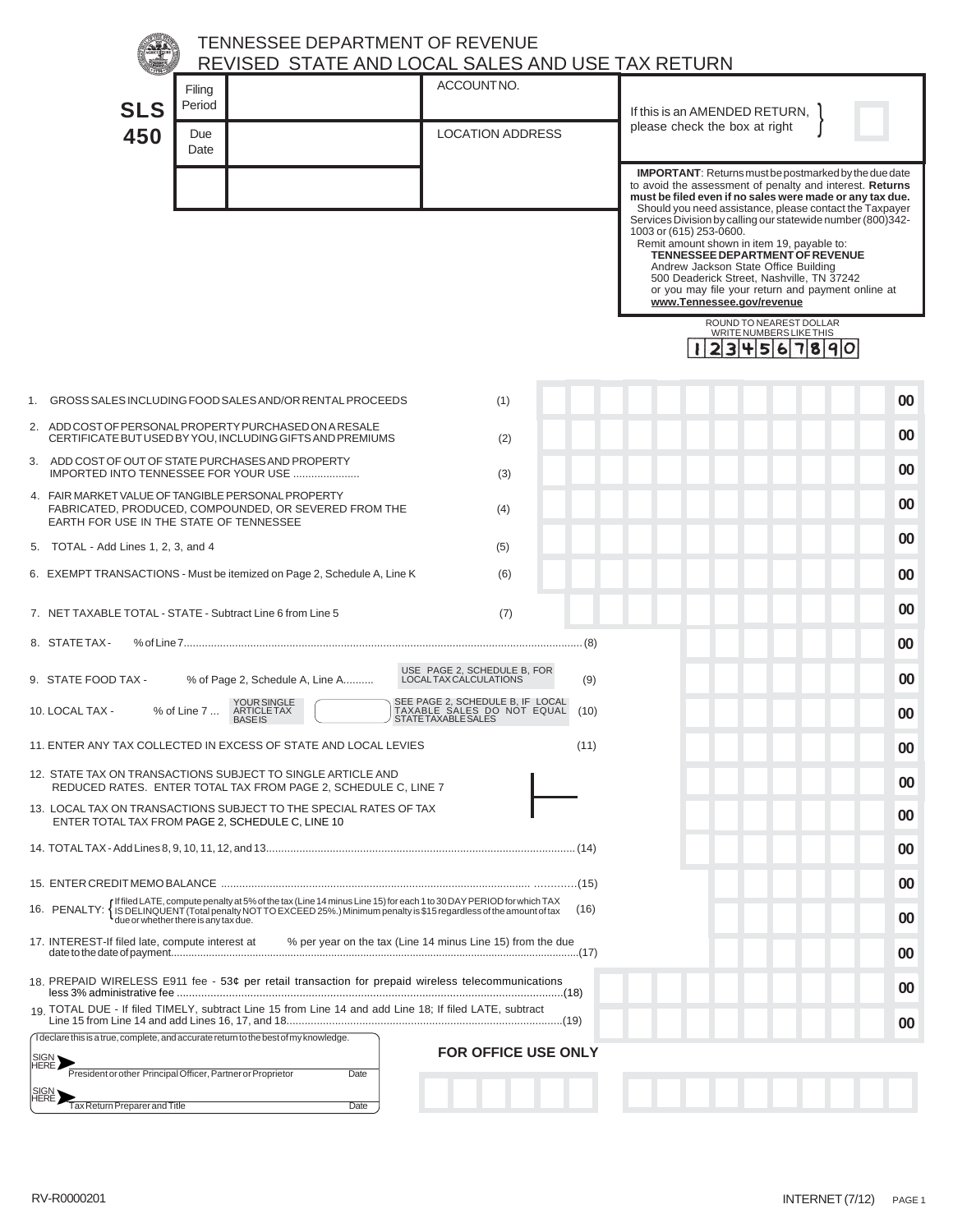# TENNESSEE DEPARTMENT OF REVENUE
## REVISED STATE AND LOCAL SALES AND USE TAX RETURN

**SLS 450**

| Filing Period | | ACCOUNT NO. |
|---|---|---|
| Due Date | | LOCATION ADDRESS |
| | | |

If this is an AMENDED RETURN, please check the box at right ☐

**IMPORTANT**: Returns must be postmarked by the due date to avoid the assessment of penalty and interest. **Returns must be filed even if no sales were made or any tax due.** Should you need assistance, please contact the Taxpayer Services Division by calling our statewide number (800)342-1003 or (615) 253-0600.
Remit amount shown in item 19, payable to:
**TENNESSEE DEPARTMENT OF REVENUE**
Andrew Jackson State Office Building
500 Deaderick Street, Nashville, TN 37242
or you may file your return and payment online at **www.Tennessee.gov/revenue**

ROUND TO NEAREST DOLLAR
WRITE NUMBERS LIKE THIS
1 2 3 4 5 6 7 8 9 0

| Line | Description | Amount |
|---|---|---|
| 1. | GROSS SALES INCLUDING FOOD SALES AND/OR RENTAL PROCEEDS (1) | 00 |
| 2. | ADD COST OF PERSONAL PROPERTY PURCHASED ON A RESALE CERTIFICATE BUT USED BY YOU, INCLUDING GIFTS AND PREMIUMS (2) | 00 |
| 3. | ADD COST OF OUT OF STATE PURCHASES AND PROPERTY IMPORTED INTO TENNESSEE FOR YOUR USE ..................... (3) | 00 |
| 4. | FAIR MARKET VALUE OF TANGIBLE PERSONAL PROPERTY FABRICATED, PRODUCED, COMPOUNDED, OR SEVERED FROM THE EARTH FOR USE IN THE STATE OF TENNESSEE (4) | 00 |
| 5. | TOTAL - Add Lines 1, 2, 3, and 4 (5) | 00 |
| 6. | EXEMPT TRANSACTIONS - Must be itemized on Page 2, Schedule A, Line K (6) | 00 |
| 7. | NET TAXABLE TOTAL - STATE - Subtract Line 6 from Line 5 (7) | 00 |
| 8. | STATE TAX - % of Line 7.................................... (8) | 00 |
| 9. | STATE FOOD TAX - % of Page 2, Schedule A, Line A.......... USE PAGE 2, SCHEDULE B, FOR LOCAL TAX CALCULATIONS (9) | 00 |
| 10. | LOCAL TAX - % of Line 7 ... YOUR SINGLE ARTICLE TAX BASE IS [ ] SEE PAGE 2, SCHEDULE B, IF LOCAL TAXABLE SALES DO NOT EQUAL STATE TAXABLE SALES (10) | 00 |
| 11. | ENTER ANY TAX COLLECTED IN EXCESS OF STATE AND LOCAL LEVIES (11) | 00 |
| 12. | STATE TAX ON TRANSACTIONS SUBJECT TO SINGLE ARTICLE AND REDUCED RATES. ENTER TOTAL TAX FROM PAGE 2, SCHEDULE C, LINE 7 | 00 |
| 13. | LOCAL TAX ON TRANSACTIONS SUBJECT TO THE SPECIAL RATES OF TAX ENTER TOTAL TAX FROM PAGE 2, SCHEDULE C, LINE 10 | 00 |
| 14. | TOTAL TAX - Add Lines 8, 9, 10, 11, 12, and 13.................... (14) | 00 |
| 15. | ENTER CREDIT MEMO BALANCE ...................................... (15) | 00 |
| 16. | PENALTY: If filed LATE, compute penalty at 5% of the tax (Line 14 minus Line 15) for each 1 to 30 DAY PERIOD for which TAX IS DELINQUENT (Total penalty NOT TO EXCEED 25%.) Minimum penalty is $15 regardless of the amount of tax due or whether there is any tax due. (16) | 00 |
| 17. | INTEREST-If filed late, compute interest at % per year on the tax (Line 14 minus Line 15) from the due date to the date of payment.................. (17) | 00 |
| 18. | PREPAID WIRELESS E911 fee - 53¢ per retail transaction for prepaid wireless telecommunications less 3% administrative fee .................. (18) | 00 |
| 19. | TOTAL DUE - If filed TIMELY, subtract Line 15 from Line 14 and add Line 18; If filed LATE, subtract Line 15 from Line 14 and add Lines 16, 17, and 18.................. (19) | 00 |

I declare this is a true, complete, and accurate return to the best of my knowledge.

SIGN HERE ➤ ______________________ President or other Principal Officer, Partner or Proprietor — Date

SIGN HERE ➤ ______________________ Tax Return Preparer and Title — Date

**FOR OFFICE USE ONLY**

RV-R0000201 INTERNET (7/12)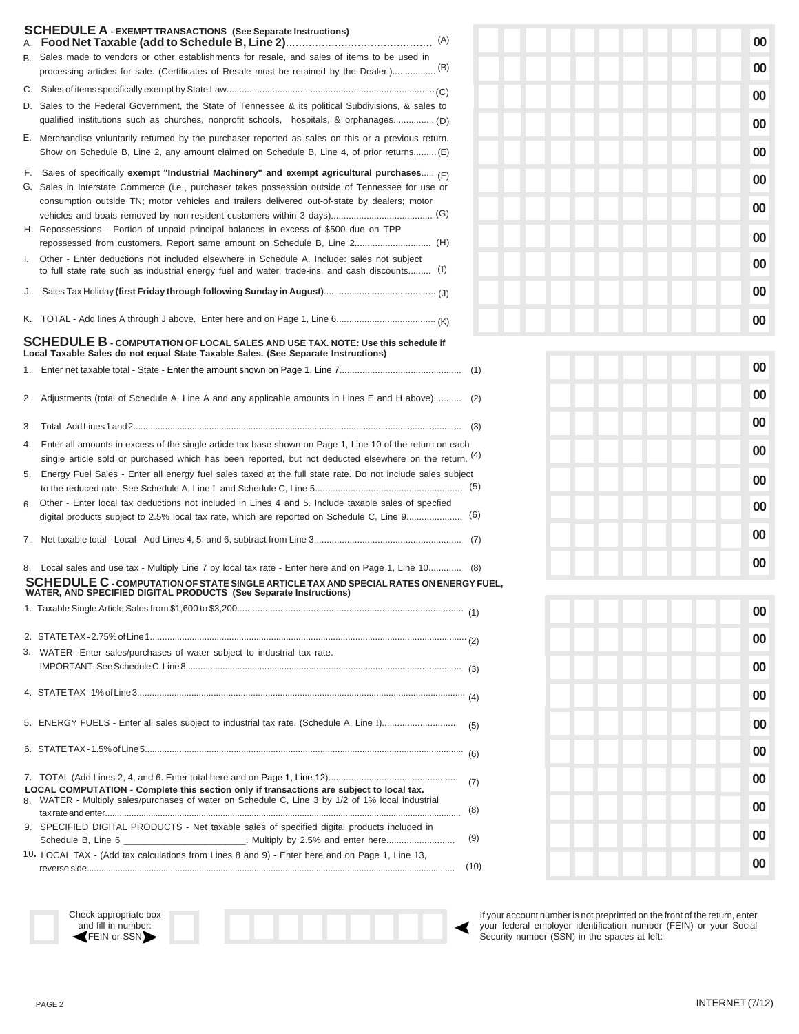## SCHEDULE A - EXEMPT TRANSACTIONS (See Separate Instructions)

| | | |
|---|---|---|
| A. **Food Net Taxable (add to Schedule B, Line 2)**.............................................. | (A) | 00 |
| B. Sales made to vendors or other establishments for resale, and sales of items to be used in processing articles for sale. (Certificates of Resale must be retained by the Dealer.)................. | (B) | 00 |
| C. Sales of items specifically exempt by State Law.................................................................................. | (C) | 00 |
| D. Sales to the Federal Government, the State of Tennessee & its political Subdivisions, & sales to qualified institutions such as churches, nonprofit schools, hospitals, & orphanages................ | (D) | 00 |
| E. Merchandise voluntarily returned by the purchaser reported as sales on this or a previous return. Show on Schedule B, Line 2, any amount claimed on Schedule B, Line 4, of prior returns......... | (E) | 00 |
| F. Sales of specifically **exempt "Industrial Machinery" and exempt agricultural purchases**..... | (F) | 00 |
| G. Sales in Interstate Commerce (i.e., purchaser takes possession outside of Tennessee for use or consumption outside TN; motor vehicles and trailers delivered out-of-state by dealers; motor vehicles and boats removed by non-resident customers within 3 days)........................................ | (G) | 00 |
| H. Repossessions - Portion of unpaid principal balances in excess of $500 due on TPP repossessed from customers. Report same amount on Schedule B, Line 2.............................. | (H) | 00 |
| I. Other - Enter deductions not included elsewhere in Schedule A. Include: sales not subject to full state rate such as industrial energy fuel and water, trade-ins, and cash discounts......... | (I) | 00 |
| J. Sales Tax Holiday **(first Friday through following Sunday in August)**............................................ | (J) | 00 |
| K. TOTAL - Add lines A through J above. Enter here and on Page 1, Line 6....................................... | (K) | 00 |

## SCHEDULE B - COMPUTATION OF LOCAL SALES AND USE TAX. NOTE: Use this schedule if Local Taxable Sales do not equal State Taxable Sales. (See Separate Instructions)

| | | |
|---|---|---|
| 1. Enter net taxable total - State - Enter the amount shown on Page 1, Line 7............................................... | (1) | 00 |
| 2. Adjustments (total of Schedule A, Line A and any applicable amounts in Lines E and H above)........... | (2) | 00 |
| 3. Total - Add Lines 1 and 2.................................................................................................................... | (3) | 00 |
| 4. Enter all amounts in excess of the single article tax base shown on Page 1, Line 10 of the return on each single article sold or purchased which has been reported, but not deducted elsewhere on the return. | (4) | 00 |
| 5. Energy Fuel Sales - Enter all energy fuel sales taxed at the full state rate. Do not include sales subject to the reduced rate. See Schedule A, Line I and Schedule C, Line 5........................................................ | (5) | 00 |
| 6. Other - Enter local tax deductions not included in Lines 4 and 5. Include taxable sales of specfied digital products subject to 2.5% local tax rate, which are reported on Schedule C, Line 9..................... | (6) | 00 |
| 7. Net taxable total - Local - Add Lines 4, 5, and 6, subtract from Line 3......................................................... | (7) | 00 |
| 8. Local sales and use tax - Multiply Line 7 by local tax rate - Enter here and on Page 1, Line 10............ | (8) | 00 |

## SCHEDULE C - COMPUTATION OF STATE SINGLE ARTICLE TAX AND SPECIAL RATES ON ENERGY FUEL, WATER, AND SPECIFIED DIGITAL PRODUCTS (See Separate Instructions)

| | | |
|---|---|---|
| 1. Taxable Single Article Sales from $1,600 to $3,200......................................................................................... | (1) | 00 |
| 2. STATE TAX - 2.75% of Line 1............................................................................................................................... | (2) | 00 |
| 3. WATER- Enter sales/purchases of water subject to industrial tax rate. IMPORTANT: See Schedule C, Line 8.............................................................................................................. | (3) | 00 |
| 4. STATE TAX - 1% of Line 3.................................................................................................................................... | (4) | 00 |
| 5. ENERGY FUELS - Enter all sales subject to industrial tax rate. (Schedule A, Line I)............................. | (5) | 00 |
| 6. STATE TAX - 1.5% of Line 5.................................................................................................................................. | (6) | 00 |
| 7. TOTAL (Add Lines 2, 4, and 6. Enter total here and on Page 1, Line 12)................................................... | (7) | 00 |

**LOCAL COMPUTATION - Complete this section only if transactions are subject to local tax.**

| | | |
|---|---|---|
| 8. WATER - Multiply sales/purchases of water on Schedule C, Line 3 by 1/2 of 1% local industrial tax rate and enter................................................................................................................................. | (8) | 00 |
| 9. SPECIFIED DIGITAL PRODUCTS - Net taxable sales of specified digital products included in Schedule B, Line 6 ________________________. Multiply by 2.5% and enter here.......................... | (9) | 00 |
| 10. LOCAL TAX - (Add tax calculations from Lines 8 and 9) - Enter here and on Page 1, Line 13, reverse side.................................................................................................................................... | (10) | 00 |

Check appropriate box and fill in number: FEIN or SSN

If your account number is not preprinted on the front of the return, enter your federal employer identification number (FEIN) or your Social Security number (SSN) in the spaces at left:

INTERNET (7/12)